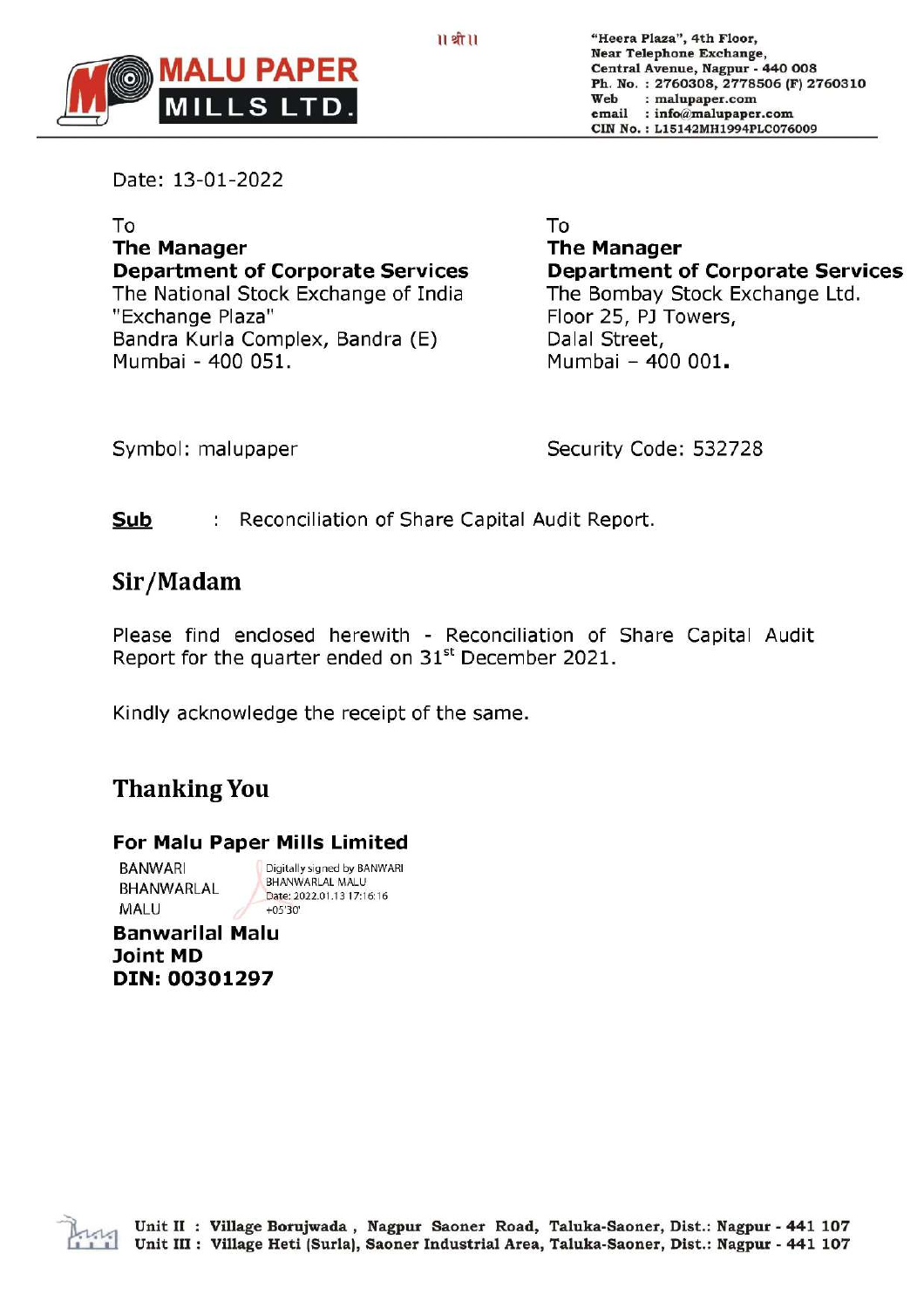॥ श्री ॥

# MALU PAPER MILLS LTD.

"Heera Plaza", 4th Floor,
Near Telephone Exchange,
Central Avenue, Nagpur - 440 008
Ph. No. : 2760308, 2778506 (F) 2760310
Web : malupaper.com
email : info@malupaper.com
CIN No. : L15142MH1994PLC076009

Date: 13-01-2022

To
**The Manager**
**Department of Corporate Services**
The National Stock Exchange of India
"Exchange Plaza"
Bandra Kurla Complex, Bandra (E)
Mumbai - 400 051.

Symbol: malupaper

To
**The Manager**
**Department of Corporate Services**
The Bombay Stock Exchange Ltd.
Floor 25, PJ Towers,
Dalal Street,
Mumbai – 400 001.

Security Code: 532728

**Sub** : Reconciliation of Share Capital Audit Report.

## Sir/Madam

Please find enclosed herewith - Reconciliation of Share Capital Audit Report for the quarter ended on 31st December 2021.

Kindly acknowledge the receipt of the same.

## Thanking You

**For Malu Paper Mills Limited**

BANWARI BHANWARLAL MALU
Digitally signed by BANWARI BHANWARLAL MALU
Date: 2022.01.13 17:16:16 +05'30'

**Banwarilal Malu**
**Joint MD**
**DIN: 00301297**

Unit II : Village Borujwada , Nagpur Saoner Road, Taluka-Saoner, Dist.: Nagpur - 441 107
Unit III : Village Heti (Surla), Saoner Industrial Area, Taluka-Saoner, Dist.: Nagpur - 441 107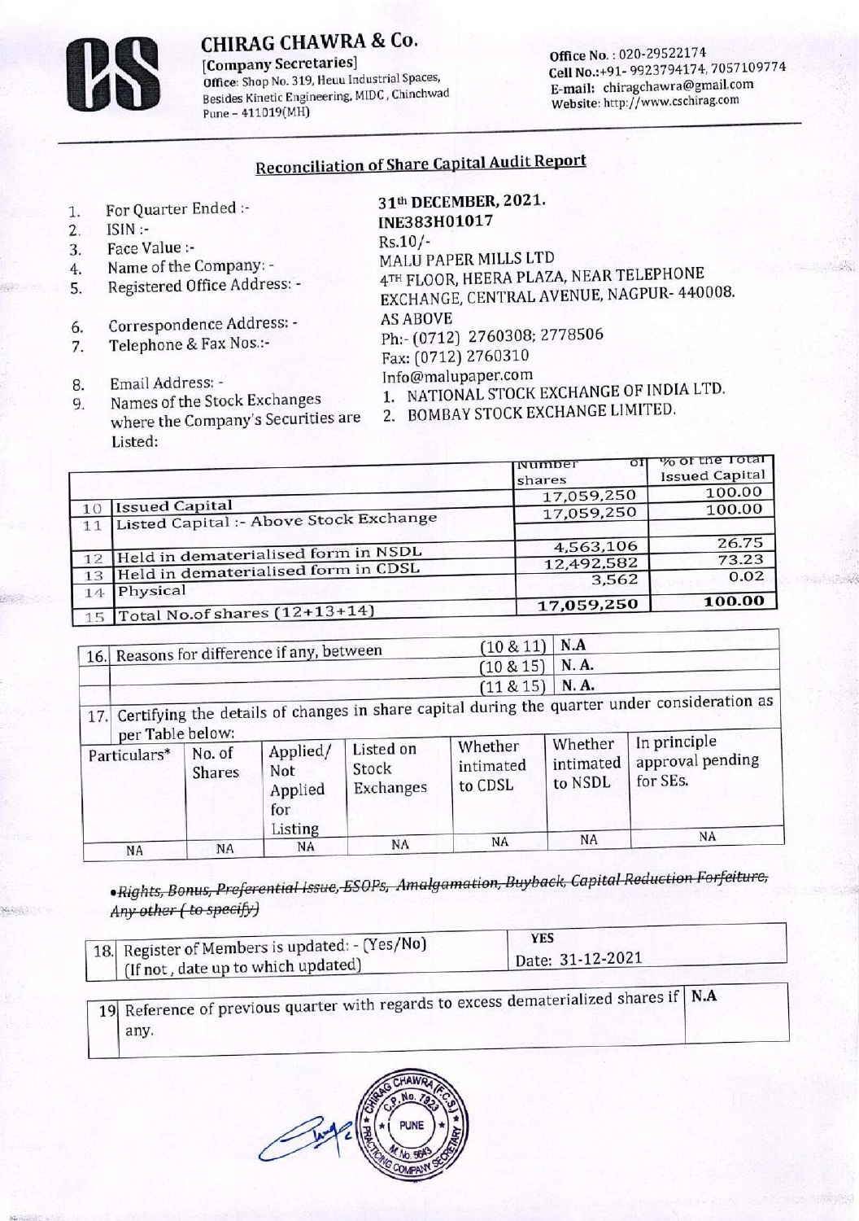**CHIRAG CHAWRA & Co.**
[Company Secretaries]
Office: Shop No. 319, Heuu Industrial Spaces, Besides Kinetic Engineering, MIDC, Chinchwad Pune – 411019(MH)

Office No.: 020-29522174
Cell No.:+91- 9923794174, 7057109774
E-mail: chiragchawra@gmail.com
Website: http://www.cschirag.com

## Reconciliation of Share Capital Audit Report

| | | |
|---|---|---|
| 1. | For Quarter Ended :- | 31th DECEMBER, 2021. |
| 2. | ISIN :- | INE383H01017 |
| 3. | Face Value :- | Rs.10/- |
| 4. | Name of the Company: - | MALU PAPER MILLS LTD |
| 5. | Registered Office Address: - | 4TH FLOOR, HEERA PLAZA, NEAR TELEPHONE EXCHANGE, CENTRAL AVENUE, NAGPUR- 440008. |
| 6. | Correspondence Address: - | AS ABOVE |
| 7. | Telephone & Fax Nos.:- | Ph:- (0712) 2760308; 2778506 Fax: (0712) 2760310 |
| 8. | Email Address: - | Info@malupaper.com |
| 9. | Names of the Stock Exchanges where the Company's Securities are Listed: | 1. NATIONAL STOCK EXCHANGE OF INDIA LTD. 2. BOMBAY STOCK EXCHANGE LIMITED. |

| | | Number of shares | % of the Total Issued Capital |
|---|---|---|---|
| 10 | Issued Capital | 17,059,250 | 100.00 |
| 11 | Listed Capital :- Above Stock Exchange | 17,059,250 | 100.00 |
| 12 | Held in dematerialised form in NSDL | 4,563,106 | 26.75 |
| 13 | Held in dematerialised form in CDSL | 12,492,582 | 73.23 |
| 14 | Physical | 3,562 | 0.02 |
| 15 | Total No.of shares (12+13+14) | 17,059,250 | 100.00 |

| 16. Reasons for difference if any, between | (10 & 11) | N.A |
|---|---|---|
| | (10 & 15) | N. A. |
| | (11 & 15) | N. A. |

17. Certifying the details of changes in share capital during the quarter under consideration as per Table below:

| Particulars* | No. of Shares | Applied/ Not Applied for Listing | Listed on Stock Exchanges | Whether intimated to CDSL | Whether intimated to NSDL | In principle approval pending for SEs. |
|---|---|---|---|---|---|---|
| NA | NA | NA | NA | NA | NA | NA |

*•~~Rights, Bonus, Preferential Issue, ESOPs, Amalgamation, Buyback, Capital Reduction Forfeiture, Any other (to specify)~~*

| 18. Register of Members is updated: - (Yes/No) (If not, date up to which updated) | YES Date: 31-12-2021 |
|---|---|

| 19 Reference of previous quarter with regards to excess dematerialized shares if any. | N.A |
|---|---|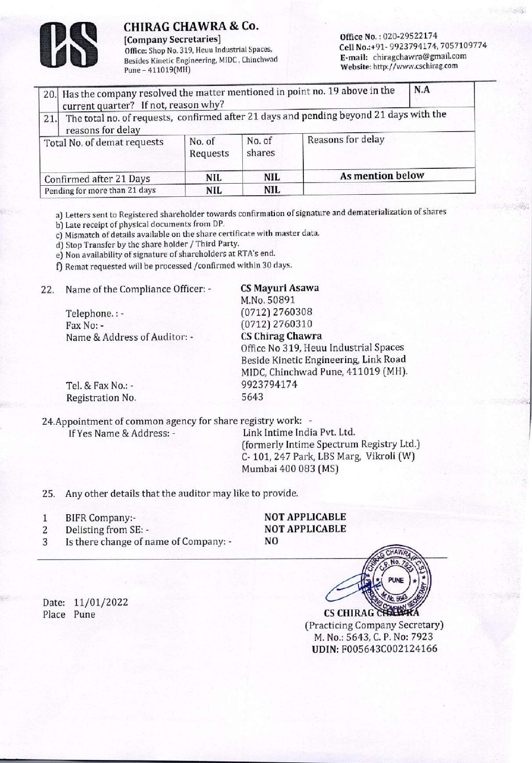# CHIRAG CHAWRA & Co.

[Company Secretaries]

Office: Shop No. 319, Heuu Industrial Spaces, Besides Kinetic Engineering, MIDC, Chinchwad Pune – 411019(MH)

Office No.: 020-29522174
Cell No.:+91- 9923794174, 7057109774
E-mail: chiragchawra@gmail.com
Website: http://www.cschirag.com

| | | | |
|---|---|---|---|
| 20. | Has the company resolved the matter mentioned in point no. 19 above in the current quarter? If not, reason why? | | N.A |
| 21. | The total no. of requests, confirmed after 21 days and pending beyond 21 days with the reasons for delay | | |

| Total No. of demat requests | No. of Requests | No. of shares | Reasons for delay |
|---|---|---|---|
| Confirmed after 21 Days | NIL | NIL | As mention below |
| Pending for more than 21 days | NIL | NIL | |

a) Letters sent to Registered shareholder towards confirmation of signature and dematerialization of shares
b) Late receipt of physical documents from DP.
c) Mismatch of details available on the share certificate with master data.
d) Stop Transfer by the share holder / Third Party.
e) Non availability of signature of shareholders at RTA's end.
f) Remat requested will be processed /confirmed within 30 days.

22. Name of the Compliance Officer: - **CS Mayuri Asawa**
M.No. 50891
Telephone. : - (0712) 2760308
Fax No: - (0712) 2760310
Name & Address of Auditor: - **CS Chirag Chawra**
Office No 319, Heuu Industrial Spaces
Beside Kinetic Engineering, Link Road
MIDC, Chinchwad Pune, 411019 (MH).
Tel. & Fax No.: - 9923794174
Registration No. 5643

24. Appointment of common agency for share registry work: -
If Yes Name & Address: - Link Intime India Pvt. Ltd.
(formerly Intime Spectrum Registry Ltd.)
C- 101, 247 Park, LBS Marg, Vikroli (W)
Mumbai 400 083 (MS)

25. Any other details that the auditor may like to provide.

1. BIFR Company:- **NOT APPLICABLE**
2. Delisting from SE: - **NOT APPLICABLE**
3. Is there change of name of Company: - **NO**

Date: 11/01/2022
Place Pune

**CS CHIRAG CHAWRA**
(Practicing Company Secretary)
M. No.: 5643, C. P. No: 7923
**UDIN: F005643C002124166**